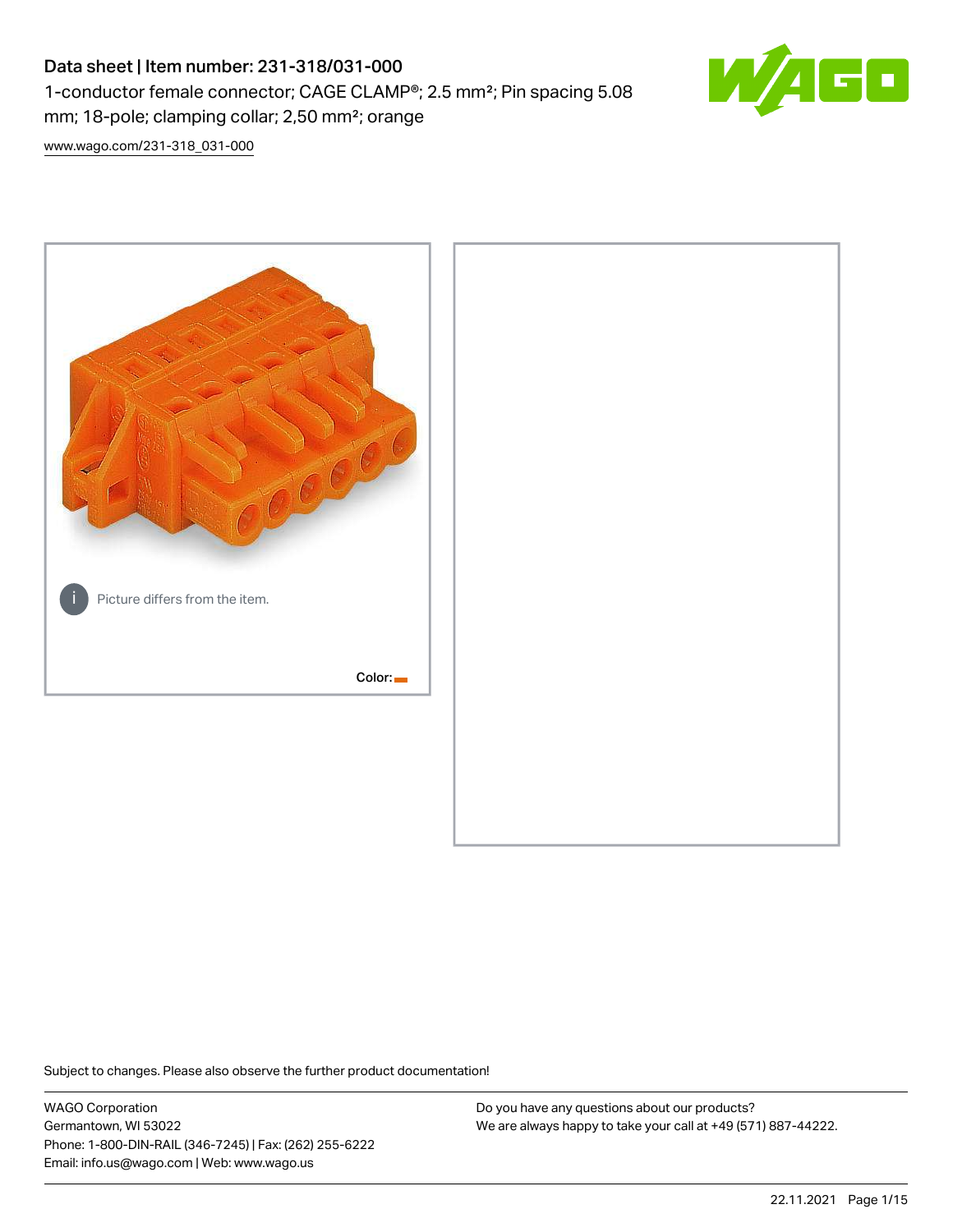# Data sheet | Item number: 231-318/031-000

1-conductor female connector; CAGE CLAMP®; 2.5 mm²; Pin spacing 5.08 mm; 18-pole; clamping collar; 2,50 mm²; orange

www.wago.com/231-318_031-000

Picture differs from the item.

Color:

Subject to changes. Please also observe the further product documentation!

WAGO Corporation
Germantown, WI 53022
Phone: 1-800-DIN-RAIL (346-7245) | Fax: (262) 255-6222
Email: info.us@wago.com | Web: www.wago.us

Do you have any questions about our products?
We are always happy to take your call at +49 (571) 887-44222.

22.11.2021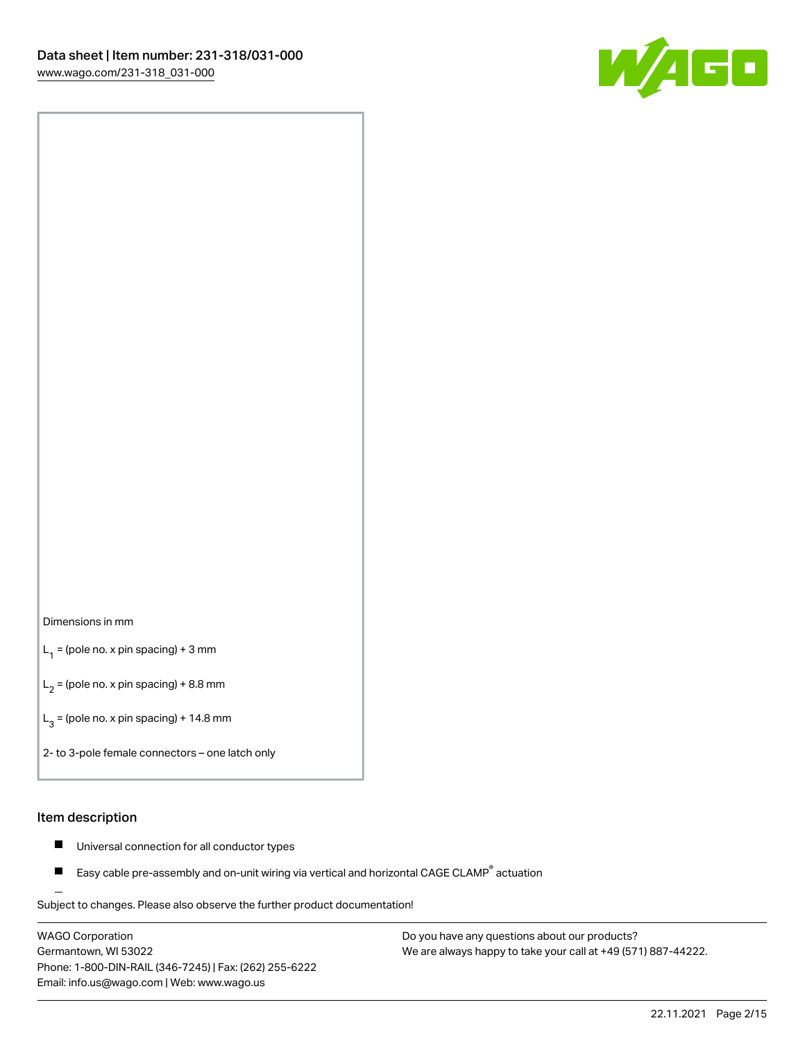Dimensions in mm

$L_1$ = (pole no. x pin spacing) + 3 mm

$L_2$ = (pole no. x pin spacing) + 8.8 mm

$L_3$ = (pole no. x pin spacing) + 14.8 mm

2- to 3-pole female connectors – one latch only

## Item description

- Universal connection for all conductor types
- Easy cable pre-assembly and on-unit wiring via vertical and horizontal CAGE CLAMP® actuation

Subject to changes. Please also observe the further product documentation!

WAGO Corporation
Germantown, WI 53022
Phone: 1-800-DIN-RAIL (346-7245) | Fax: (262) 255-6222
Email: info.us@wago.com | Web: www.wago.us

Do you have any questions about our products?
We are always happy to take your call at +49 (571) 887-44222.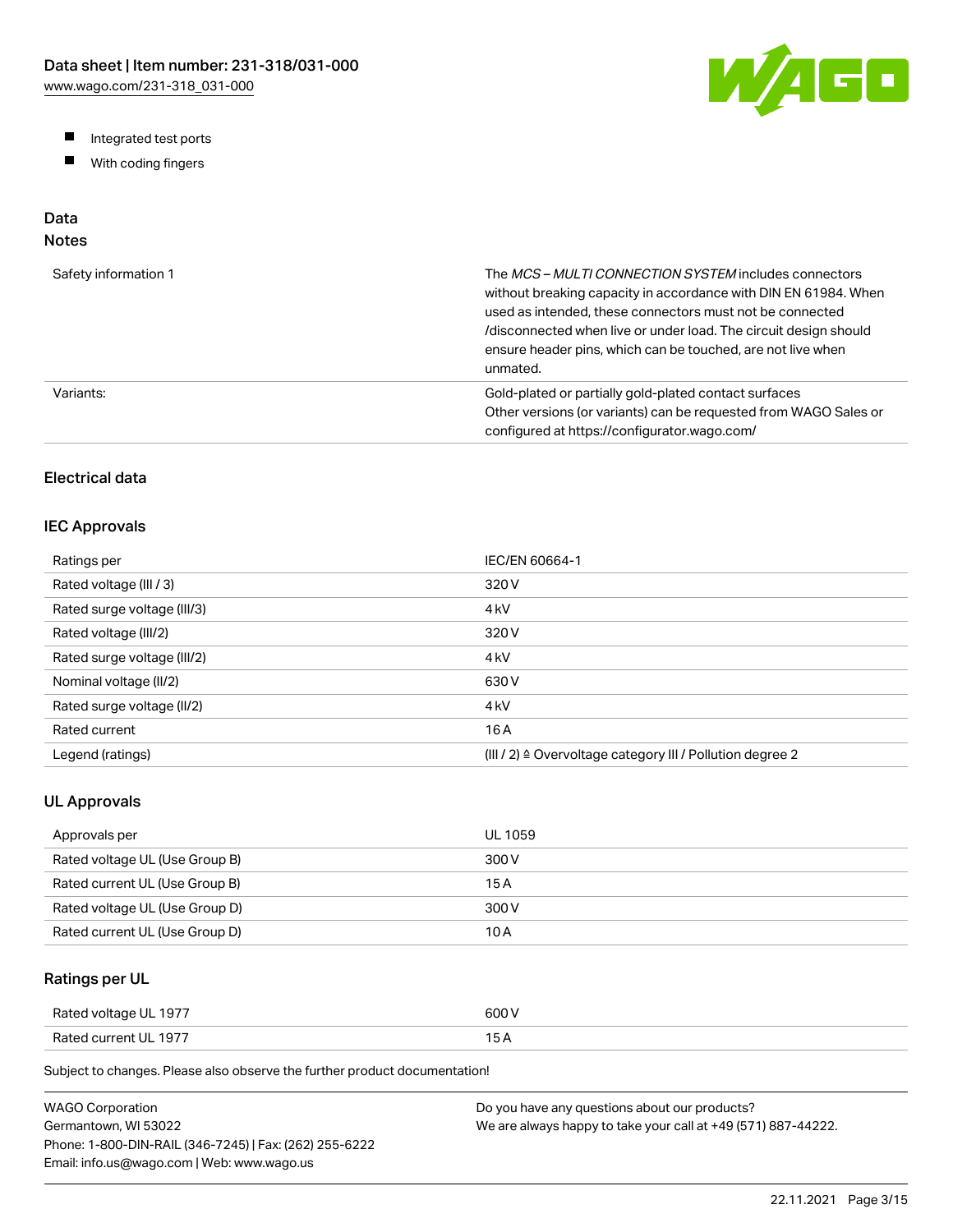- Integrated test ports
- With coding fingers

## Data

### Notes

| | |
|---|---|
| Safety information 1 | The *MCS – MULTI CONNECTION SYSTEM* includes connectors without breaking capacity in accordance with DIN EN 61984. When used as intended, these connectors must not be connected /disconnected when live or under load. The circuit design should ensure header pins, which can be touched, are not live when unmated. |
| Variants: | Gold-plated or partially gold-plated contact surfaces<br>Other versions (or variants) can be requested from WAGO Sales or configured at https://configurator.wago.com/ |

## Electrical data

### IEC Approvals

| | |
|---|---|
| Ratings per | IEC/EN 60664-1 |
| Rated voltage (III / 3) | 320 V |
| Rated surge voltage (III/3) | 4 kV |
| Rated voltage (III/2) | 320 V |
| Rated surge voltage (III/2) | 4 kV |
| Nominal voltage (II/2) | 630 V |
| Rated surge voltage (II/2) | 4 kV |
| Rated current | 16 A |
| Legend (ratings) | (III / 2) ≙ Overvoltage category III / Pollution degree 2 |

### UL Approvals

| | |
|---|---|
| Approvals per | UL 1059 |
| Rated voltage UL (Use Group B) | 300 V |
| Rated current UL (Use Group B) | 15 A |
| Rated voltage UL (Use Group D) | 300 V |
| Rated current UL (Use Group D) | 10 A |

### Ratings per UL

| | |
|---|---|
| Rated voltage UL 1977 | 600 V |
| Rated current UL 1977 | 15 A |

Subject to changes. Please also observe the further product documentation!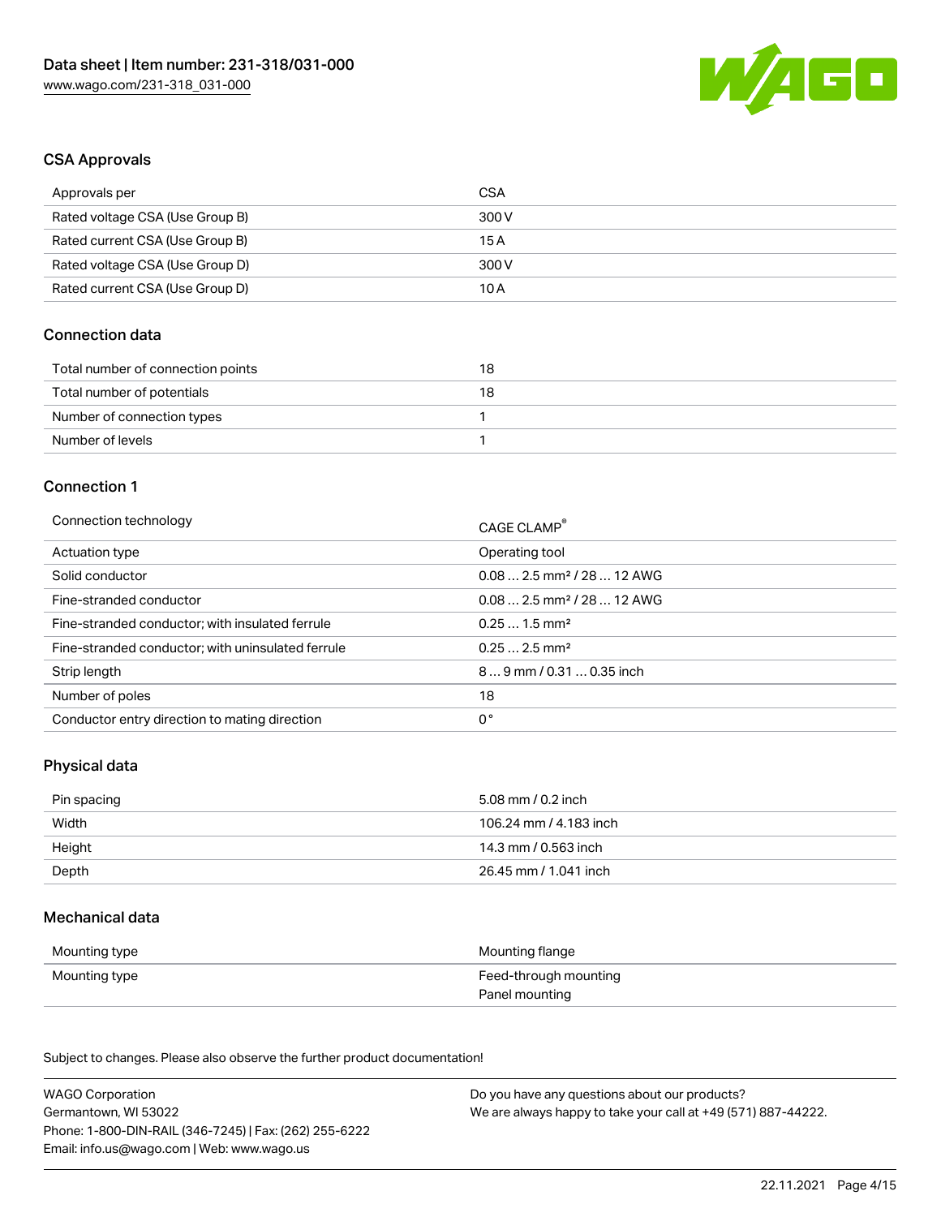## CSA Approvals

| | |
|---|---|
| Approvals per | CSA |
| Rated voltage CSA (Use Group B) | 300 V |
| Rated current CSA (Use Group B) | 15 A |
| Rated voltage CSA (Use Group D) | 300 V |
| Rated current CSA (Use Group D) | 10 A |

## Connection data

| | |
|---|---|
| Total number of connection points | 18 |
| Total number of potentials | 18 |
| Number of connection types | 1 |
| Number of levels | 1 |

## Connection 1

| | |
|---|---|
| Connection technology | CAGE CLAMP® |
| Actuation type | Operating tool |
| Solid conductor | 0.08 … 2.5 mm² / 28 … 12 AWG |
| Fine-stranded conductor | 0.08 … 2.5 mm² / 28 … 12 AWG |
| Fine-stranded conductor; with insulated ferrule | 0.25 … 1.5 mm² |
| Fine-stranded conductor; with uninsulated ferrule | 0.25 … 2.5 mm² |
| Strip length | 8 … 9 mm / 0.31 … 0.35 inch |
| Number of poles | 18 |
| Conductor entry direction to mating direction | 0 ° |

## Physical data

| | |
|---|---|
| Pin spacing | 5.08 mm / 0.2 inch |
| Width | 106.24 mm / 4.183 inch |
| Height | 14.3 mm / 0.563 inch |
| Depth | 26.45 mm / 1.041 inch |

## Mechanical data

| | |
|---|---|
| Mounting type | Mounting flange |
| Mounting type | Feed-through mounting<br>Panel mounting |

Subject to changes. Please also observe the further product documentation!

WAGO Corporation
Germantown, WI 53022
Phone: 1-800-DIN-RAIL (346-7245) | Fax: (262) 255-6222
Email: info.us@wago.com | Web: www.wago.us

Do you have any questions about our products?
We are always happy to take your call at +49 (571) 887-44222.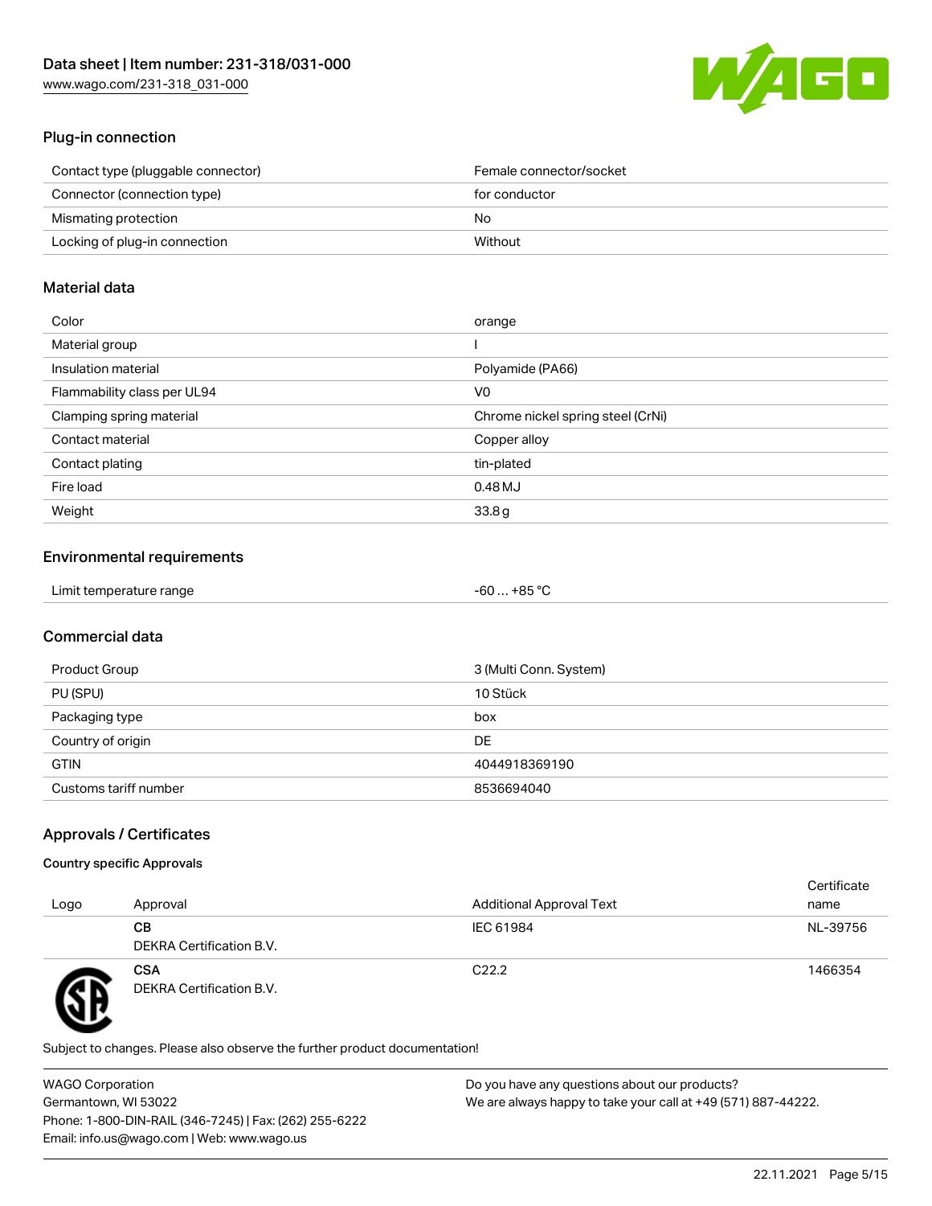## Plug-in connection

| | |
|---|---|
| Contact type (pluggable connector) | Female connector/socket |
| Connector (connection type) | for conductor |
| Mismating protection | No |
| Locking of plug-in connection | Without |

## Material data

| | |
|---|---|
| Color | orange |
| Material group | I |
| Insulation material | Polyamide (PA66) |
| Flammability class per UL94 | V0 |
| Clamping spring material | Chrome nickel spring steel (CrNi) |
| Contact material | Copper alloy |
| Contact plating | tin-plated |
| Fire load | 0.48 MJ |
| Weight | 33.8 g |

## Environmental requirements

| | |
|---|---|
| Limit temperature range | -60 … +85 °C |

## Commercial data

| | |
|---|---|
| Product Group | 3 (Multi Conn. System) |
| PU (SPU) | 10 Stück |
| Packaging type | box |
| Country of origin | DE |
| GTIN | 4044918369190 |
| Customs tariff number | 8536694040 |

## Approvals / Certificates

### Country specific Approvals

| Logo | Approval | Additional Approval Text | Certificate name |
|---|---|---|---|
| | **CB**<br>DEKRA Certification B.V. | IEC 61984 | NL-39756 |
| | **CSA**<br>DEKRA Certification B.V. | C22.2 | 1466354 |

Subject to changes. Please also observe the further product documentation!

WAGO Corporation
Germantown, WI 53022
Phone: 1-800-DIN-RAIL (346-7245) | Fax: (262) 255-6222
Email: info.us@wago.com | Web: www.wago.us

Do you have any questions about our products?
We are always happy to take your call at +49 (571) 887-44222.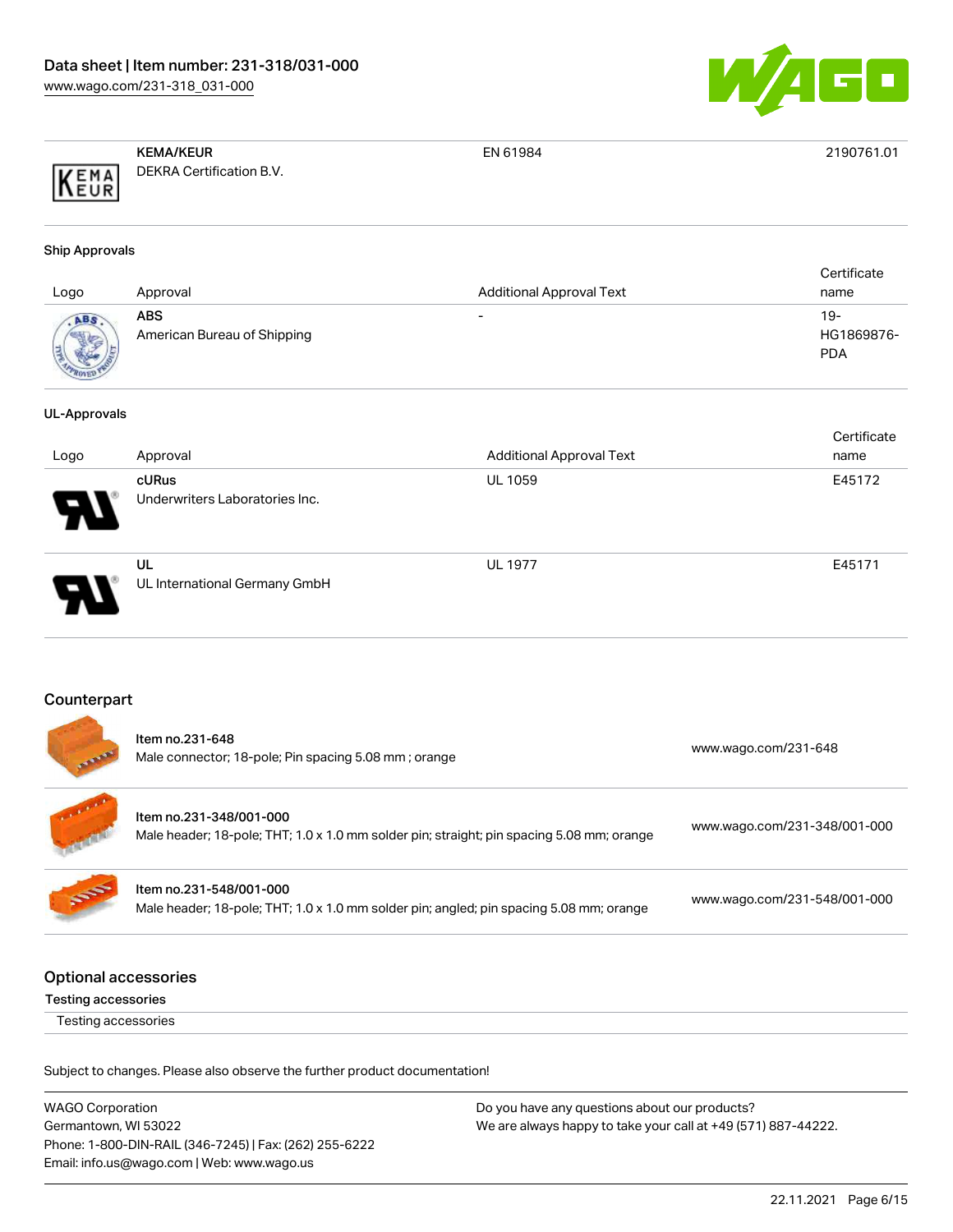| | | | |
|---|---|---|---|
| | **KEMA/KEUR** DEKRA Certification B.V. | EN 61984 | 2190761.01 |

### Ship Approvals

| Logo | Approval | Additional Approval Text | Certificate name |
|---|---|---|---|
| | **ABS** American Bureau of Shipping | - | 19-HG1869876-PDA |

### UL-Approvals

| Logo | Approval | Additional Approval Text | Certificate name |
|---|---|---|---|
| | **cURus** Underwriters Laboratories Inc. | UL 1059 | E45172 |
| | **UL** UL International Germany GmbH | UL 1977 | E45171 |

## Counterpart

| | | |
|---|---|---|
| | Item no.231-648 Male connector; 18-pole; Pin spacing 5.08 mm ; orange | www.wago.com/231-648 |
| | Item no.231-348/001-000 Male header; 18-pole; THT; 1.0 x 1.0 mm solder pin; straight; pin spacing 5.08 mm; orange | www.wago.com/231-348/001-000 |
| | Item no.231-548/001-000 Male header; 18-pole; THT; 1.0 x 1.0 mm solder pin; angled; pin spacing 5.08 mm; orange | www.wago.com/231-548/001-000 |

## Optional accessories

### Testing accessories

Testing accessories

Subject to changes. Please also observe the further product documentation!

WAGO Corporation
Germantown, WI 53022
Phone: 1-800-DIN-RAIL (346-7245) | Fax: (262) 255-6222
Email: info.us@wago.com | Web: www.wago.us

Do you have any questions about our products?
We are always happy to take your call at +49 (571) 887-44222.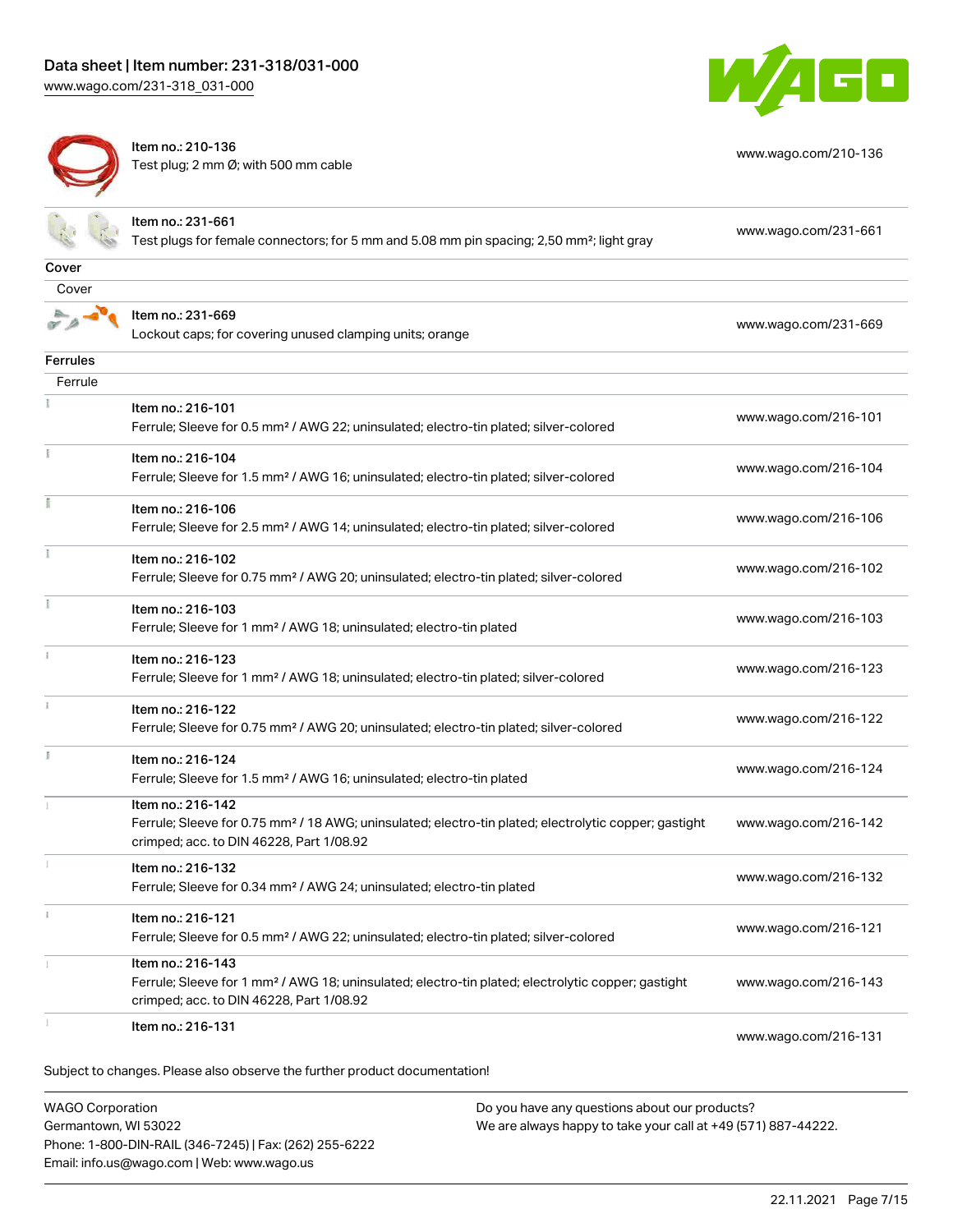| Item | Description | Link |
| --- | --- | --- |
| Item no.: 210-136 | Test plug; 2 mm Ø; with 500 mm cable | www.wago.com/210-136 |
| Item no.: 231-661 | Test plugs for female connectors; for 5 mm and 5.08 mm pin spacing; 2,50 mm²; light gray | www.wago.com/231-661 |

**Cover**

Cover

| Item | Description | Link |
| --- | --- | --- |
| Item no.: 231-669 | Lockout caps; for covering unused clamping units; orange | www.wago.com/231-669 |

**Ferrules**

Ferrule

| Item | Description | Link |
| --- | --- | --- |
| Item no.: 216-101 | Ferrule; Sleeve for 0.5 mm² / AWG 22; uninsulated; electro-tin plated; silver-colored | www.wago.com/216-101 |
| Item no.: 216-104 | Ferrule; Sleeve for 1.5 mm² / AWG 16; uninsulated; electro-tin plated; silver-colored | www.wago.com/216-104 |
| Item no.: 216-106 | Ferrule; Sleeve for 2.5 mm² / AWG 14; uninsulated; electro-tin plated; silver-colored | www.wago.com/216-106 |
| Item no.: 216-102 | Ferrule; Sleeve for 0.75 mm² / AWG 20; uninsulated; electro-tin plated; silver-colored | www.wago.com/216-102 |
| Item no.: 216-103 | Ferrule; Sleeve for 1 mm² / AWG 18; uninsulated; electro-tin plated | www.wago.com/216-103 |
| Item no.: 216-123 | Ferrule; Sleeve for 1 mm² / AWG 18; uninsulated; electro-tin plated; silver-colored | www.wago.com/216-123 |
| Item no.: 216-122 | Ferrule; Sleeve for 0.75 mm² / AWG 20; uninsulated; electro-tin plated; silver-colored | www.wago.com/216-122 |
| Item no.: 216-124 | Ferrule; Sleeve for 1.5 mm² / AWG 16; uninsulated; electro-tin plated | www.wago.com/216-124 |
| Item no.: 216-142 | Ferrule; Sleeve for 0.75 mm² / 18 AWG; uninsulated; electro-tin plated; electrolytic copper; gastight crimped; acc. to DIN 46228, Part 1/08.92 | www.wago.com/216-142 |
| Item no.: 216-132 | Ferrule; Sleeve for 0.34 mm² / AWG 24; uninsulated; electro-tin plated | www.wago.com/216-132 |
| Item no.: 216-121 | Ferrule; Sleeve for 0.5 mm² / AWG 22; uninsulated; electro-tin plated; silver-colored | www.wago.com/216-121 |
| Item no.: 216-143 | Ferrule; Sleeve for 1 mm² / AWG 18; uninsulated; electro-tin plated; electrolytic copper; gastight crimped; acc. to DIN 46228, Part 1/08.92 | www.wago.com/216-143 |
| Item no.: 216-131 | | www.wago.com/216-131 |

Subject to changes. Please also observe the further product documentation!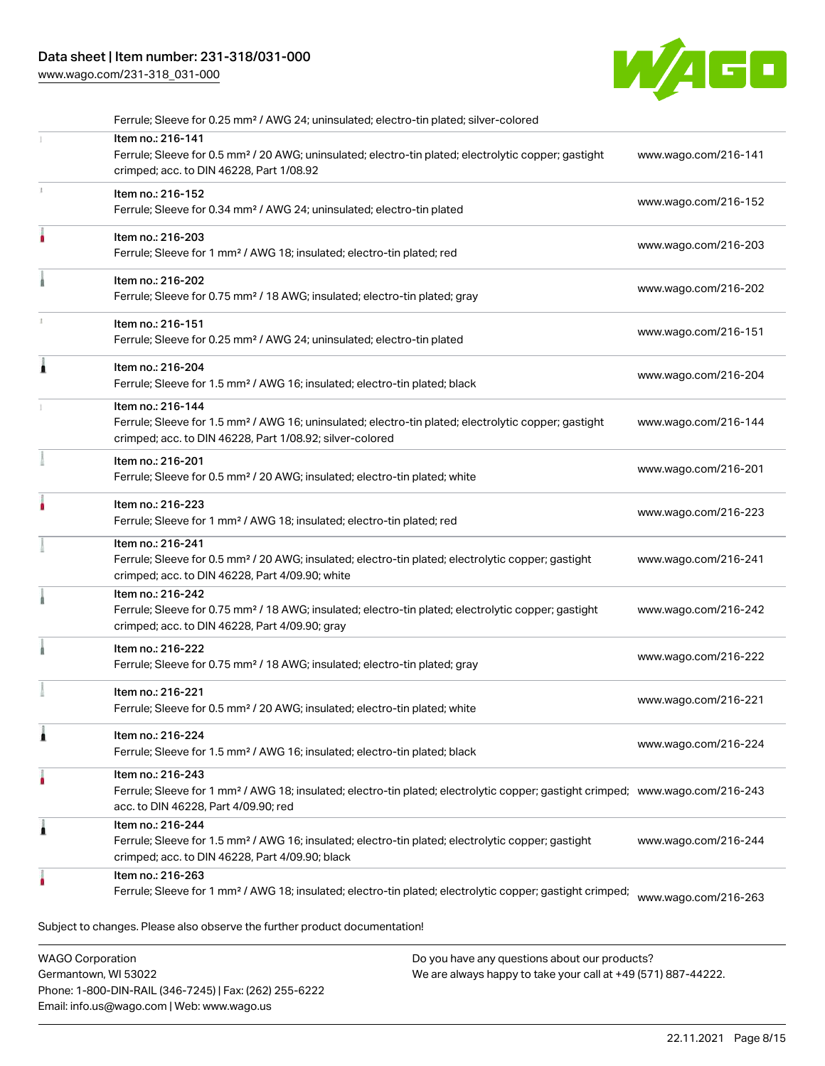| | | |
|---|---|---|
| | Ferrule; Sleeve for 0.25 mm² / AWG 24; uninsulated; electro-tin plated; silver-colored | |
| | Item no.: 216-141<br>Ferrule; Sleeve for 0.5 mm² / 20 AWG; uninsulated; electro-tin plated; electrolytic copper; gastight crimped; acc. to DIN 46228, Part 1/08.92 | www.wago.com/216-141 |
| | Item no.: 216-152<br>Ferrule; Sleeve for 0.34 mm² / AWG 24; uninsulated; electro-tin plated | www.wago.com/216-152 |
| | Item no.: 216-203<br>Ferrule; Sleeve for 1 mm² / AWG 18; insulated; electro-tin plated; red | www.wago.com/216-203 |
| | Item no.: 216-202<br>Ferrule; Sleeve for 0.75 mm² / 18 AWG; insulated; electro-tin plated; gray | www.wago.com/216-202 |
| | Item no.: 216-151<br>Ferrule; Sleeve for 0.25 mm² / AWG 24; uninsulated; electro-tin plated | www.wago.com/216-151 |
| | Item no.: 216-204<br>Ferrule; Sleeve for 1.5 mm² / AWG 16; insulated; electro-tin plated; black | www.wago.com/216-204 |
| | Item no.: 216-144<br>Ferrule; Sleeve for 1.5 mm² / AWG 16; uninsulated; electro-tin plated; electrolytic copper; gastight crimped; acc. to DIN 46228, Part 1/08.92; silver-colored | www.wago.com/216-144 |
| | Item no.: 216-201<br>Ferrule; Sleeve for 0.5 mm² / 20 AWG; insulated; electro-tin plated; white | www.wago.com/216-201 |
| | Item no.: 216-223<br>Ferrule; Sleeve for 1 mm² / AWG 18; insulated; electro-tin plated; red | www.wago.com/216-223 |
| | Item no.: 216-241<br>Ferrule; Sleeve for 0.5 mm² / 20 AWG; insulated; electro-tin plated; electrolytic copper; gastight crimped; acc. to DIN 46228, Part 4/09.90; white | www.wago.com/216-241 |
| | Item no.: 216-242<br>Ferrule; Sleeve for 0.75 mm² / 18 AWG; insulated; electro-tin plated; electrolytic copper; gastight crimped; acc. to DIN 46228, Part 4/09.90; gray | www.wago.com/216-242 |
| | Item no.: 216-222<br>Ferrule; Sleeve for 0.75 mm² / 18 AWG; insulated; electro-tin plated; gray | www.wago.com/216-222 |
| | Item no.: 216-221<br>Ferrule; Sleeve for 0.5 mm² / 20 AWG; insulated; electro-tin plated; white | www.wago.com/216-221 |
| | Item no.: 216-224<br>Ferrule; Sleeve for 1.5 mm² / AWG 16; insulated; electro-tin plated; black | www.wago.com/216-224 |
| | Item no.: 216-243<br>Ferrule; Sleeve for 1 mm² / AWG 18; insulated; electro-tin plated; electrolytic copper; gastight crimped; acc. to DIN 46228, Part 4/09.90; red | www.wago.com/216-243 |
| | Item no.: 216-244<br>Ferrule; Sleeve for 1.5 mm² / AWG 16; insulated; electro-tin plated; electrolytic copper; gastight crimped; acc. to DIN 46228, Part 4/09.90; black | www.wago.com/216-244 |
| | Item no.: 216-263<br>Ferrule; Sleeve for 1 mm² / AWG 18; insulated; electro-tin plated; electrolytic copper; gastight crimped; | www.wago.com/216-263 |

Subject to changes. Please also observe the further product documentation!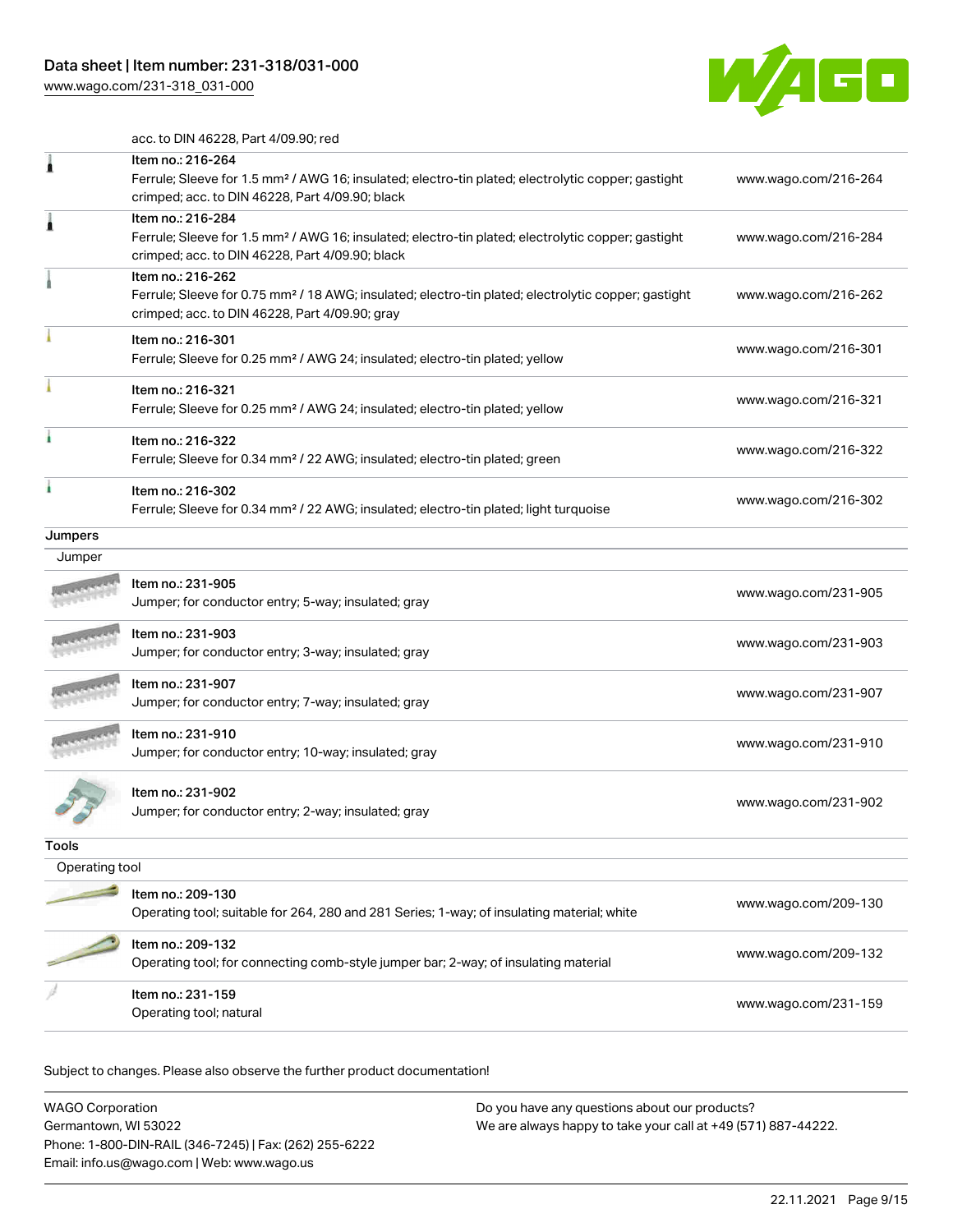acc. to DIN 46228, Part 4/09.90; red

| | | |
|---|---|---|
| | Item no.: 216-264<br>Ferrule; Sleeve for 1.5 mm² / AWG 16; insulated; electro-tin plated; electrolytic copper; gastight crimped; acc. to DIN 46228, Part 4/09.90; black | www.wago.com/216-264 |
| | Item no.: 216-284<br>Ferrule; Sleeve for 1.5 mm² / AWG 16; insulated; electro-tin plated; electrolytic copper; gastight crimped; acc. to DIN 46228, Part 4/09.90; black | www.wago.com/216-284 |
| | Item no.: 216-262<br>Ferrule; Sleeve for 0.75 mm² / 18 AWG; insulated; electro-tin plated; electrolytic copper; gastight crimped; acc. to DIN 46228, Part 4/09.90; gray | www.wago.com/216-262 |
| | Item no.: 216-301<br>Ferrule; Sleeve for 0.25 mm² / AWG 24; insulated; electro-tin plated; yellow | www.wago.com/216-301 |
| | Item no.: 216-321<br>Ferrule; Sleeve for 0.25 mm² / AWG 24; insulated; electro-tin plated; yellow | www.wago.com/216-321 |
| | Item no.: 216-322<br>Ferrule; Sleeve for 0.34 mm² / 22 AWG; insulated; electro-tin plated; green | www.wago.com/216-322 |
| | Item no.: 216-302<br>Ferrule; Sleeve for 0.34 mm² / 22 AWG; insulated; electro-tin plated; light turquoise | www.wago.com/216-302 |

## Jumpers

### Jumper

| | | |
|---|---|---|
| | Item no.: 231-905<br>Jumper; for conductor entry; 5-way; insulated; gray | www.wago.com/231-905 |
| | Item no.: 231-903<br>Jumper; for conductor entry; 3-way; insulated; gray | www.wago.com/231-903 |
| | Item no.: 231-907<br>Jumper; for conductor entry; 7-way; insulated; gray | www.wago.com/231-907 |
| | Item no.: 231-910<br>Jumper; for conductor entry; 10-way; insulated; gray | www.wago.com/231-910 |
| | Item no.: 231-902<br>Jumper; for conductor entry; 2-way; insulated; gray | www.wago.com/231-902 |

## Tools

### Operating tool

| | | |
|---|---|---|
| | Item no.: 209-130<br>Operating tool; suitable for 264, 280 and 281 Series; 1-way; of insulating material; white | www.wago.com/209-130 |
| | Item no.: 209-132<br>Operating tool; for connecting comb-style jumper bar; 2-way; of insulating material | www.wago.com/209-132 |
| | Item no.: 231-159<br>Operating tool; natural | www.wago.com/231-159 |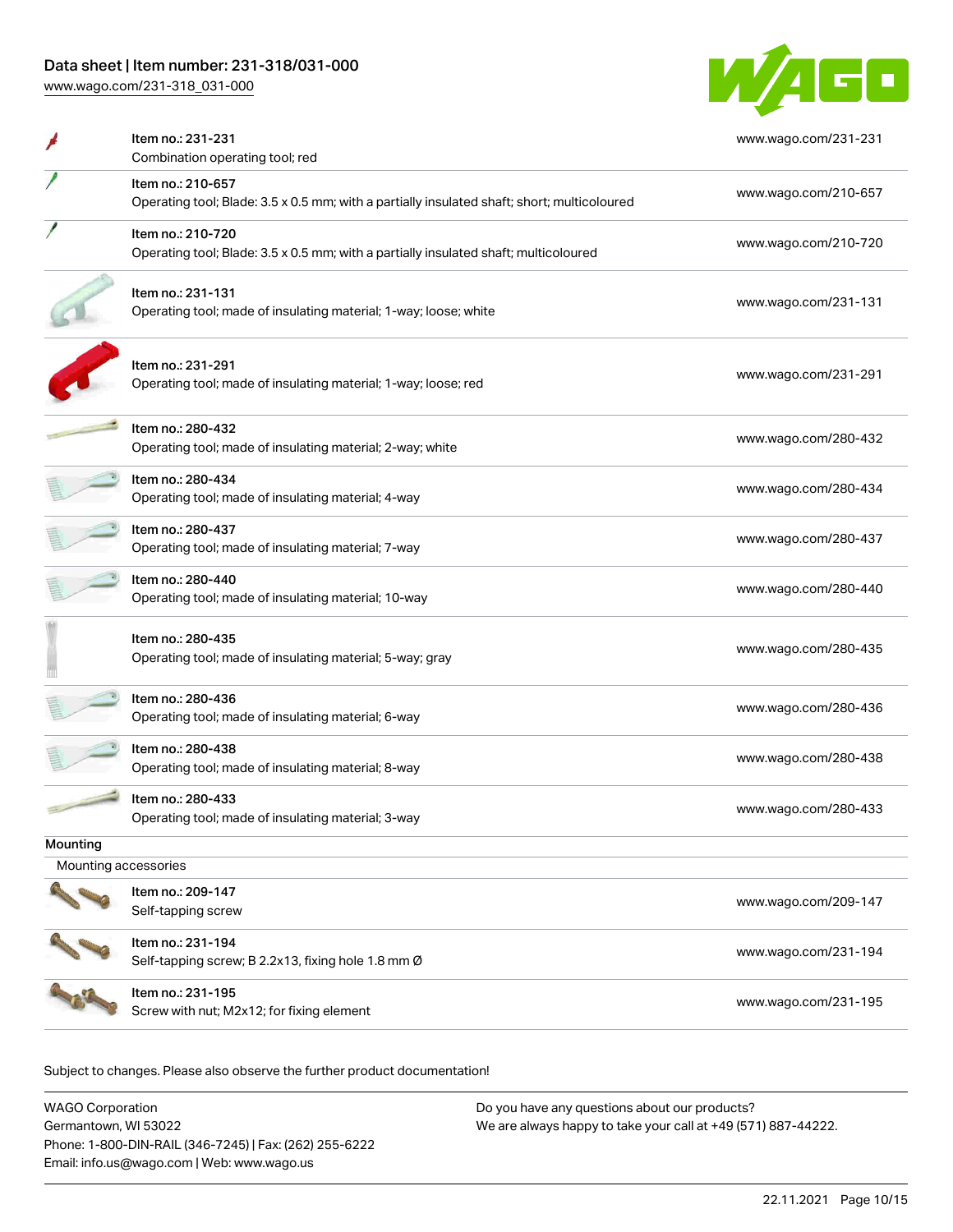| Item | Link |
|---|---|
| Item no.: 231-231<br>Combination operating tool; red | www.wago.com/231-231 |
| Item no.: 210-657<br>Operating tool; Blade: 3.5 x 0.5 mm; with a partially insulated shaft; short; multicoloured | www.wago.com/210-657 |
| Item no.: 210-720<br>Operating tool; Blade: 3.5 x 0.5 mm; with a partially insulated shaft; multicoloured | www.wago.com/210-720 |
| Item no.: 231-131<br>Operating tool; made of insulating material; 1-way; loose; white | www.wago.com/231-131 |
| Item no.: 231-291<br>Operating tool; made of insulating material; 1-way; loose; red | www.wago.com/231-291 |
| Item no.: 280-432<br>Operating tool; made of insulating material; 2-way; white | www.wago.com/280-432 |
| Item no.: 280-434<br>Operating tool; made of insulating material; 4-way | www.wago.com/280-434 |
| Item no.: 280-437<br>Operating tool; made of insulating material; 7-way | www.wago.com/280-437 |
| Item no.: 280-440<br>Operating tool; made of insulating material; 10-way | www.wago.com/280-440 |
| Item no.: 280-435<br>Operating tool; made of insulating material; 5-way; gray | www.wago.com/280-435 |
| Item no.: 280-436<br>Operating tool; made of insulating material; 6-way | www.wago.com/280-436 |
| Item no.: 280-438<br>Operating tool; made of insulating material; 8-way | www.wago.com/280-438 |
| Item no.: 280-433<br>Operating tool; made of insulating material; 3-way | www.wago.com/280-433 |

## Mounting

### Mounting accessories

| Item | Link |
|---|---|
| Item no.: 209-147<br>Self-tapping screw | www.wago.com/209-147 |
| Item no.: 231-194<br>Self-tapping screw; B 2.2x13, fixing hole 1.8 mm Ø | www.wago.com/231-194 |
| Item no.: 231-195<br>Screw with nut; M2x12; for fixing element | www.wago.com/231-195 |

Subject to changes. Please also observe the further product documentation!

WAGO Corporation
Germantown, WI 53022
Phone: 1-800-DIN-RAIL (346-7245) | Fax: (262) 255-6222
Email: info.us@wago.com | Web: www.wago.us

Do you have any questions about our products?
We are always happy to take your call at +49 (571) 887-44222.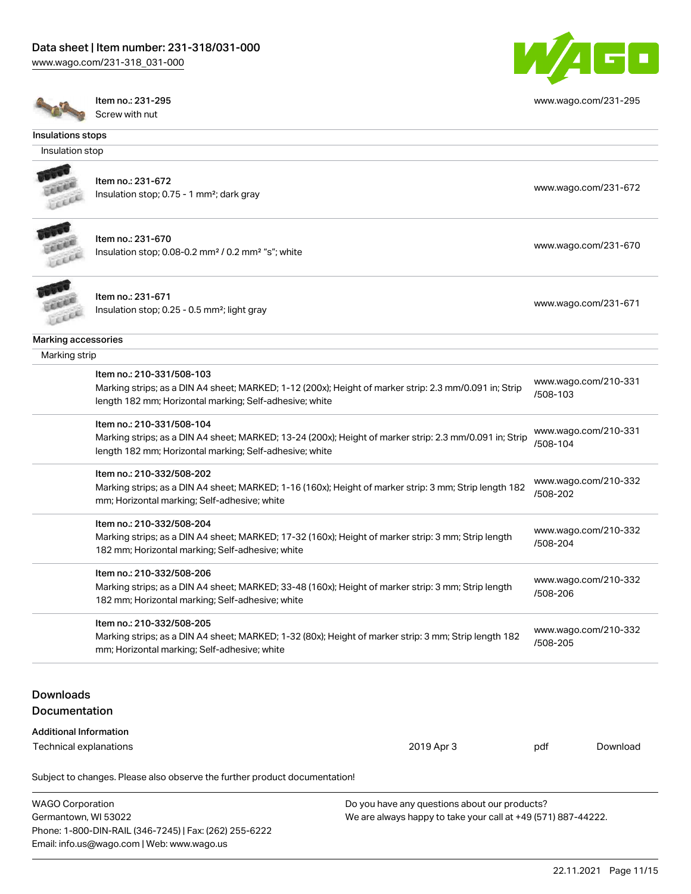| Item no.: 231-295<br>Screw with nut | www.wago.com/231-295 |
|---|---|

**Insulations stops**

Insulation stop

| Item | Link |
|---|---|
| Item no.: 231-672<br>Insulation stop; 0.75 - 1 mm²; dark gray | www.wago.com/231-672 |
| Item no.: 231-670<br>Insulation stop; 0.08-0.2 mm² / 0.2 mm² "s"; white | www.wago.com/231-670 |
| Item no.: 231-671<br>Insulation stop; 0.25 - 0.5 mm²; light gray | www.wago.com/231-671 |

**Marking accessories**

Marking strip

| Item | Link |
|---|---|
| Item no.: 210-331/508-103<br>Marking strips; as a DIN A4 sheet; MARKED; 1-12 (200x); Height of marker strip: 2.3 mm/0.091 in; Strip length 182 mm; Horizontal marking; Self-adhesive; white | www.wago.com/210-331/508-103 |
| Item no.: 210-331/508-104<br>Marking strips; as a DIN A4 sheet; MARKED; 13-24 (200x); Height of marker strip: 2.3 mm/0.091 in; Strip length 182 mm; Horizontal marking; Self-adhesive; white | www.wago.com/210-331/508-104 |
| Item no.: 210-332/508-202<br>Marking strips; as a DIN A4 sheet; MARKED; 1-16 (160x); Height of marker strip: 3 mm; Strip length 182 mm; Horizontal marking; Self-adhesive; white | www.wago.com/210-332/508-202 |
| Item no.: 210-332/508-204<br>Marking strips; as a DIN A4 sheet; MARKED; 17-32 (160x); Height of marker strip: 3 mm; Strip length 182 mm; Horizontal marking; Self-adhesive; white | www.wago.com/210-332/508-204 |
| Item no.: 210-332/508-206<br>Marking strips; as a DIN A4 sheet; MARKED; 33-48 (160x); Height of marker strip: 3 mm; Strip length 182 mm; Horizontal marking; Self-adhesive; white | www.wago.com/210-332/508-206 |
| Item no.: 210-332/508-205<br>Marking strips; as a DIN A4 sheet; MARKED; 1-32 (80x); Height of marker strip: 3 mm; Strip length 182 mm; Horizontal marking; Self-adhesive; white | www.wago.com/210-332/508-205 |

## Downloads

### Documentation

**Additional Information**

| Technical explanations | 2019 Apr 3 | pdf | Download |
|---|---|---|---|

Subject to changes. Please also observe the further product documentation!

WAGO Corporation
Germantown, WI 53022
Phone: 1-800-DIN-RAIL (346-7245) | Fax: (262) 255-6222
Email: info.us@wago.com | Web: www.wago.us

Do you have any questions about our products?
We are always happy to take your call at +49 (571) 887-44222.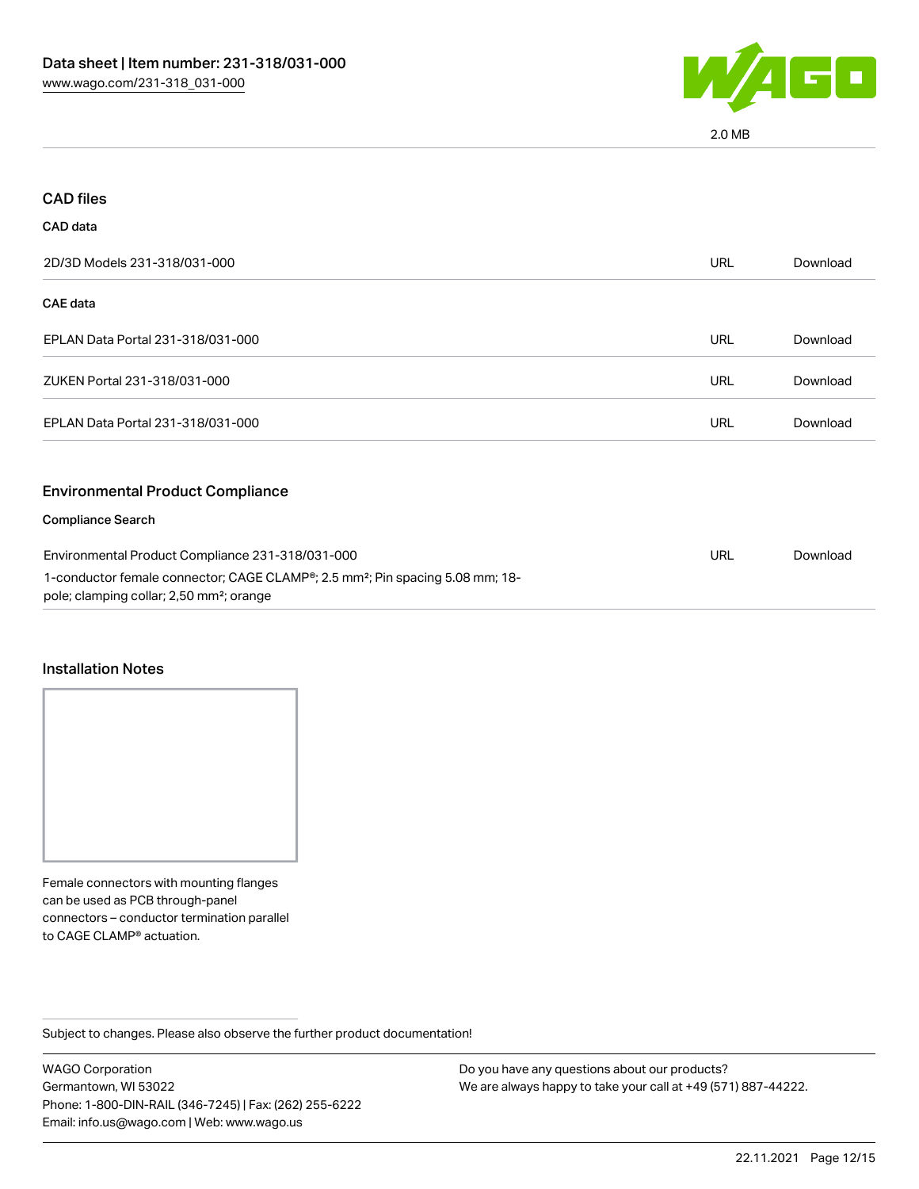2.0 MB

## CAD files

### CAD data

| | | |
|---|---|---|
| 2D/3D Models 231-318/031-000 | URL | Download |

### CAE data

| | | |
|---|---|---|
| EPLAN Data Portal 231-318/031-000 | URL | Download |
| ZUKEN Portal 231-318/031-000 | URL | Download |
| EPLAN Data Portal 231-318/031-000 | URL | Download |

## Environmental Product Compliance

### Compliance Search

| | | |
|---|---|---|
| Environmental Product Compliance 231-318/031-000<br>1-conductor female connector; CAGE CLAMP®; 2.5 mm²; Pin spacing 5.08 mm; 18-pole; clamping collar; 2,50 mm²; orange | URL | Download |

## Installation Notes

Female connectors with mounting flanges can be used as PCB through-panel connectors – conductor termination parallel to CAGE CLAMP® actuation.

Subject to changes. Please also observe the further product documentation!

WAGO Corporation
Germantown, WI 53022
Phone: 1-800-DIN-RAIL (346-7245) | Fax: (262) 255-6222
Email: info.us@wago.com | Web: www.wago.us

Do you have any questions about our products?
We are always happy to take your call at +49 (571) 887-44222.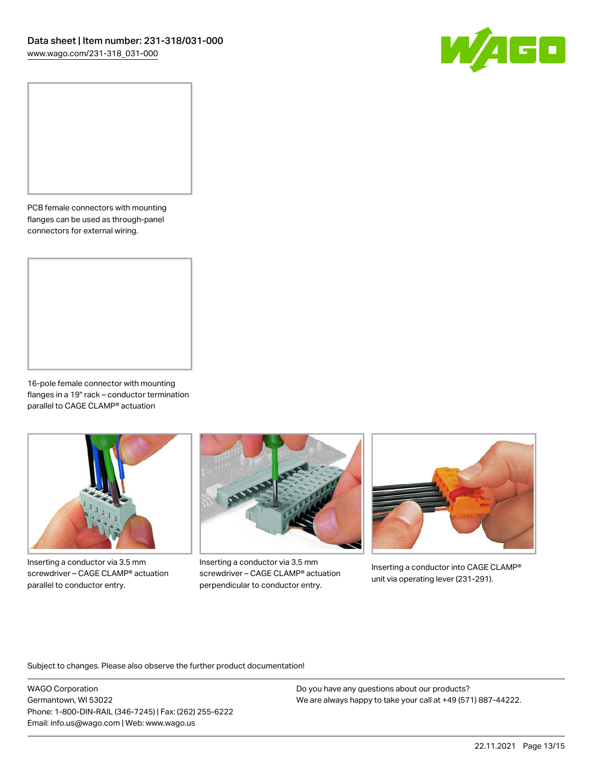PCB female connectors with mounting flanges can be used as through-panel connectors for external wiring.

16-pole female connector with mounting flanges in a 19" rack – conductor termination parallel to CAGE CLAMP® actuation

Inserting a conductor via 3.5 mm screwdriver – CAGE CLAMP® actuation parallel to conductor entry.

Inserting a conductor via 3.5 mm screwdriver – CAGE CLAMP® actuation perpendicular to conductor entry.

Inserting a conductor into CAGE CLAMP® unit via operating lever (231-291).

Subject to changes. Please also observe the further product documentation!

WAGO Corporation
Germantown, WI 53022
Phone: 1-800-DIN-RAIL (346-7245) | Fax: (262) 255-6222
Email: info.us@wago.com | Web: www.wago.us

Do you have any questions about our products?
We are always happy to take your call at +49 (571) 887-44222.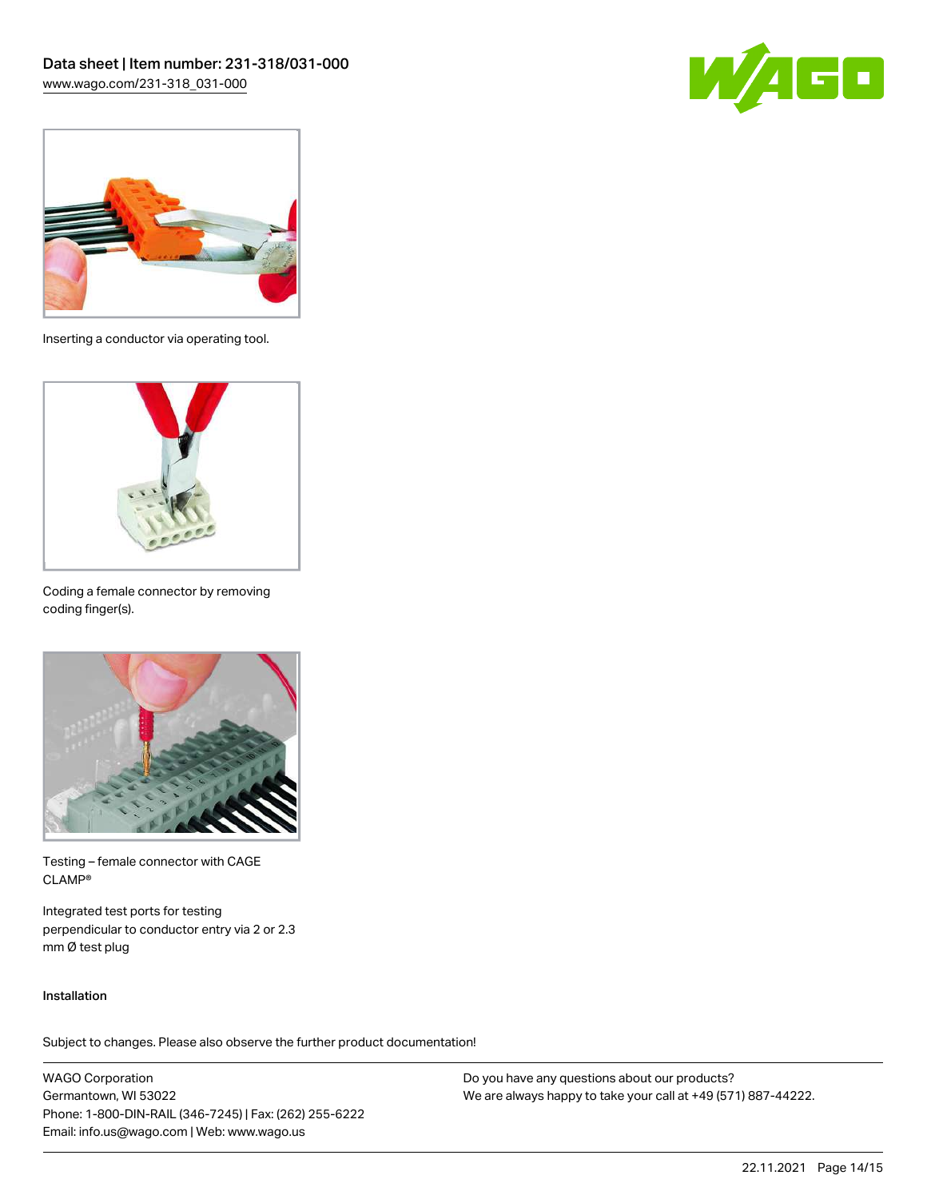Inserting a conductor via operating tool.

Coding a female connector by removing coding finger(s).

Testing – female connector with CAGE CLAMP®

Integrated test ports for testing perpendicular to conductor entry via 2 or 2.3 mm Ø test plug

Installation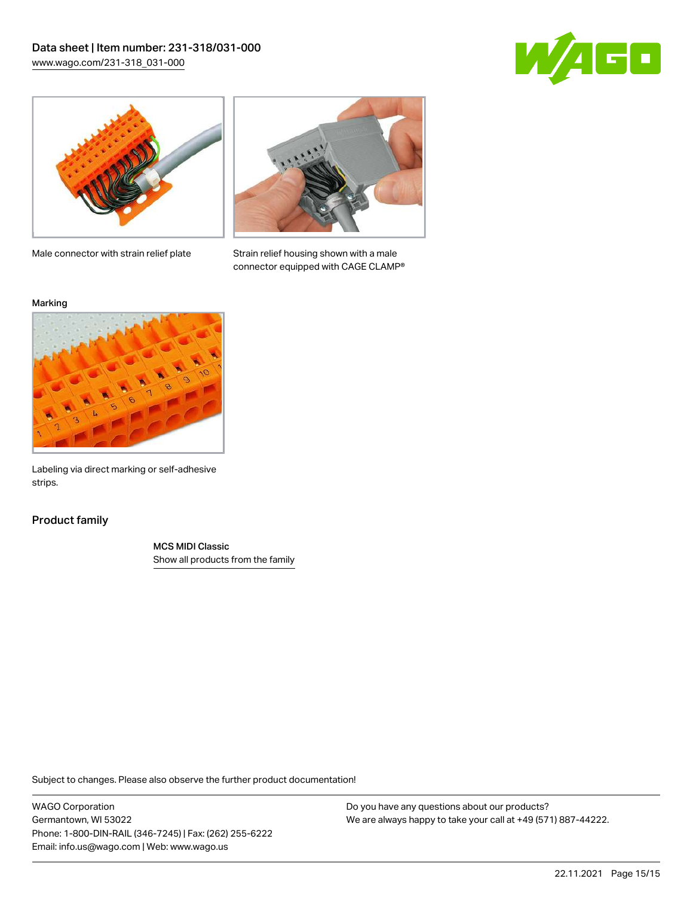Male connector with strain relief plate

Strain relief housing shown with a male connector equipped with CAGE CLAMP®

Marking

Labeling via direct marking or self-adhesive strips.

## Product family

MCS MIDI Classic
Show all products from the family

Subject to changes. Please also observe the further product documentation!

WAGO Corporation
Germantown, WI 53022
Phone: 1-800-DIN-RAIL (346-7245) | Fax: (262) 255-6222
Email: info.us@wago.com | Web: www.wago.us

Do you have any questions about our products?
We are always happy to take your call at +49 (571) 887-44222.